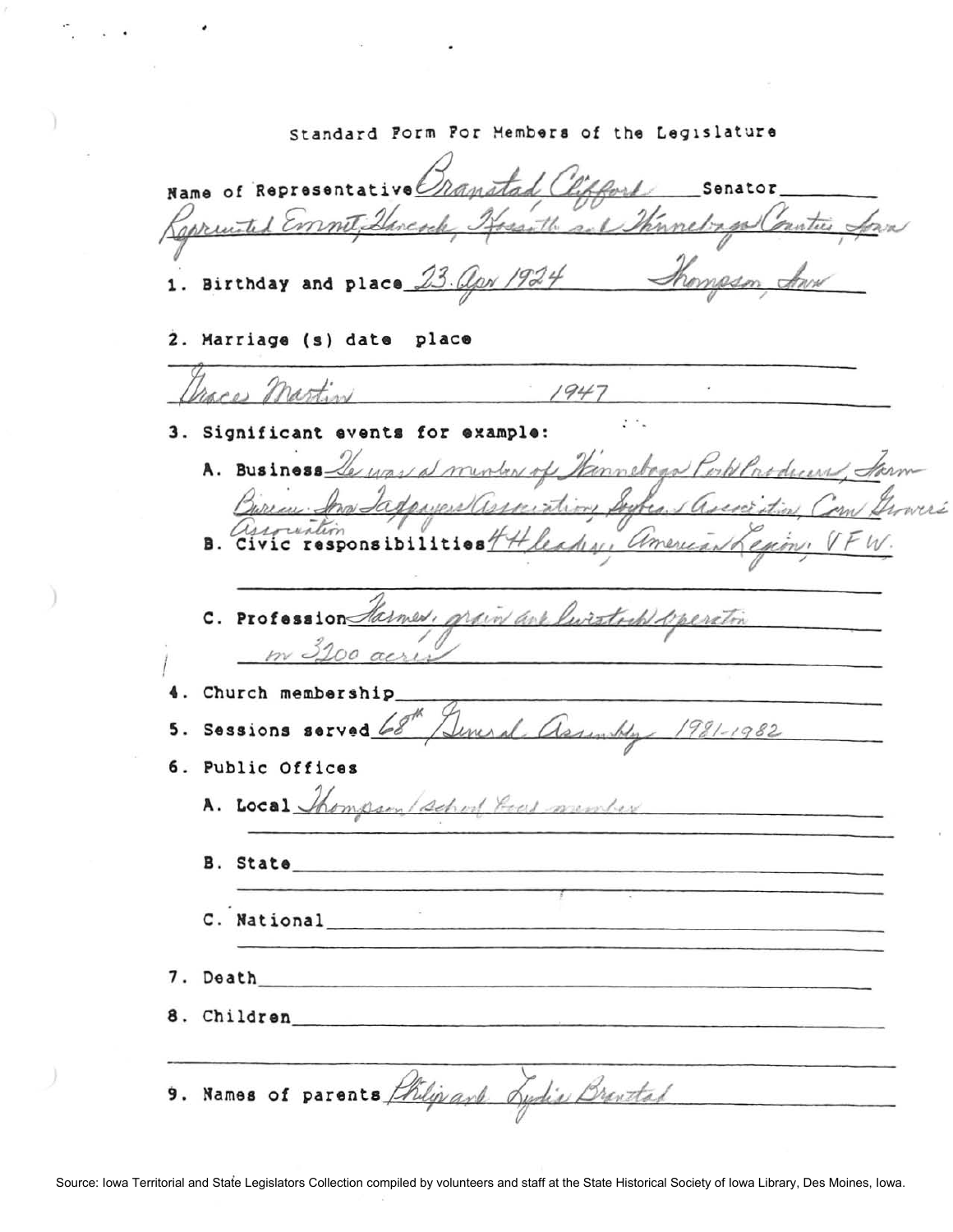# Standard Form For Members of the Legislature

Name of Representative Branstad Clifford Senator

Represented Emmet, Hancock, Kossuth and Winnebago Counties, Iowa

1. Birthday and place 23 Apr 1924 Thompson, Iowa

2. Marriage (s) date place

Grace Martin 1947

3. Significant events for example:

   A. Business He was a member of Winnebago Pork Producers, Farm Bureau, Iowa Taxpayers Association, Soybean Association, Corn Growers Association

   B. Civic responsibilities 4-H leader, American Legion, VFW.

   C. Profession Farmer, grain and livestock operator on 3200 acres

4. Church membership

5. Sessions served 68th General Assembly 1981-1982

6. Public Offices

   A. Local Thompson school board member

   B. State

   C. National

7. Death

8. Children

9. Names of parents Philip and Lydia Branstad

Source: Iowa Territorial and State Legislators Collection compiled by volunteers and staff at the State Historical Society of Iowa Library, Des Moines, Iowa.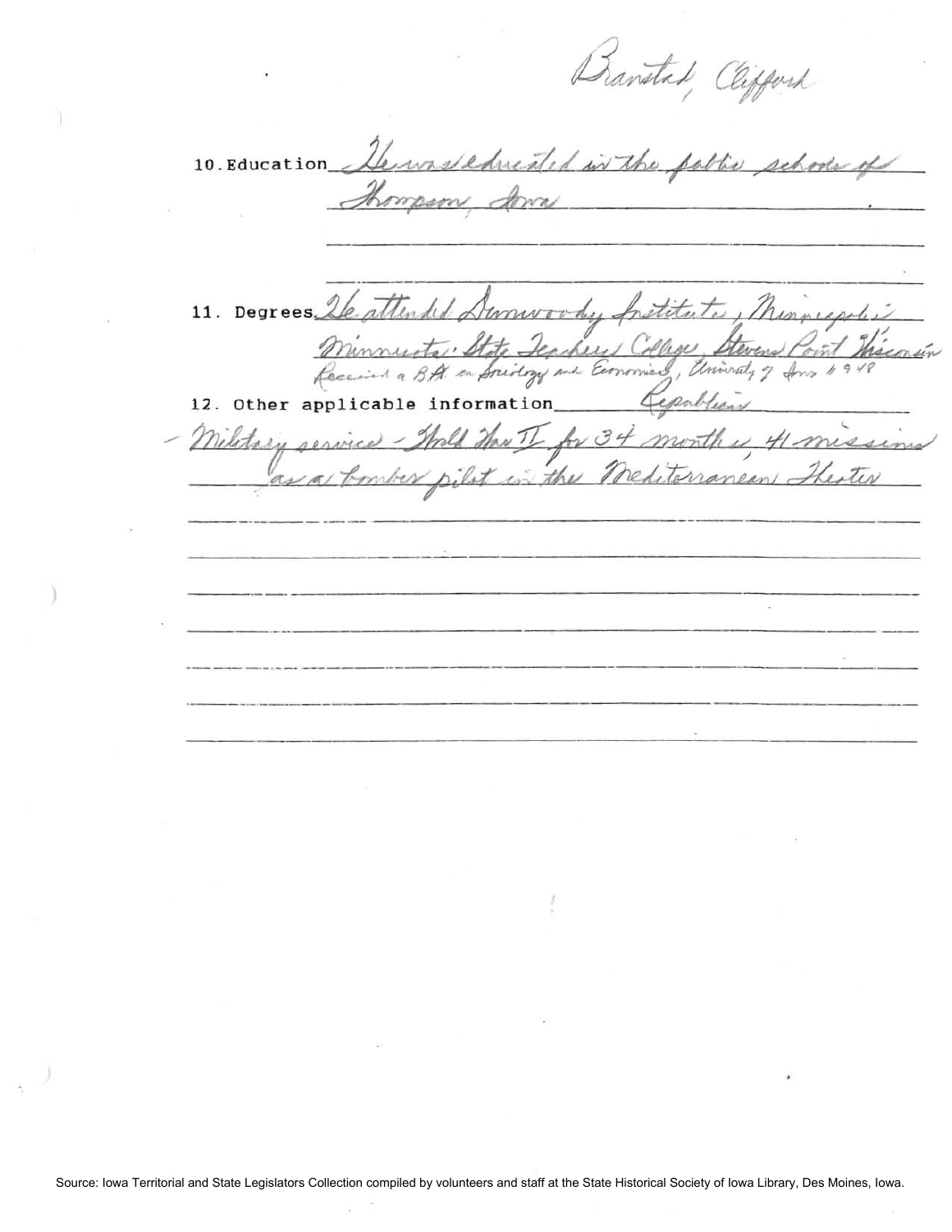Branstad, Clifford

10. Education He was educated in the public schools of Thompson, Iowa.

11. Degrees He attended Dunwoody Institute, Minneapolis Minnesota. State Teachers College, Stevens Point Wisconsin. Received a BA in Sociology and Economics, University of Iowa 1948

12. Other applicable information Republican

- Military service - World War II for 34 months, 41 missions as a bomber pilot in the Mediterranean Theater

Source: Iowa Territorial and State Legislators Collection compiled by volunteers and staff at the State Historical Society of Iowa Library, Des Moines, Iowa.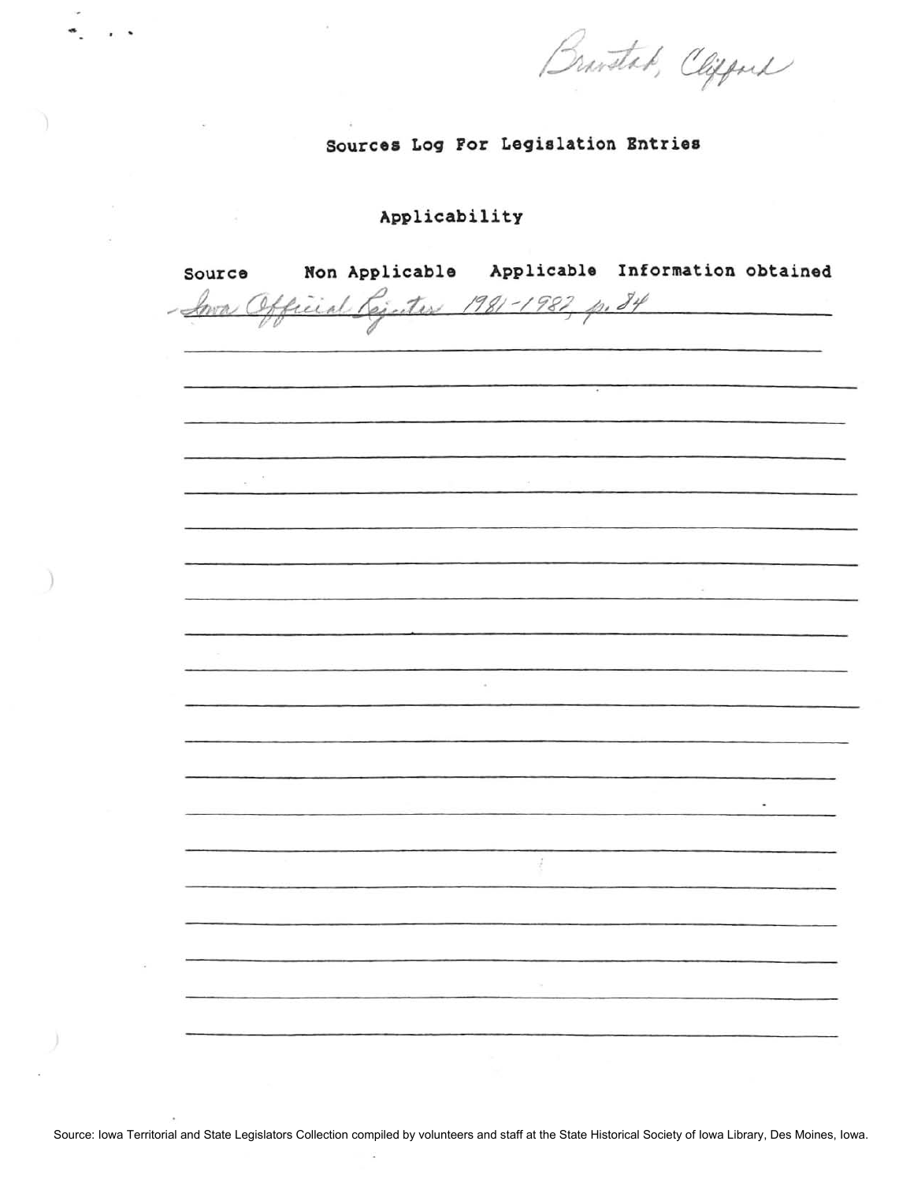Branstad, Clifford

# Sources Log For Legislation Entries

## Applicability

| Source | Non Applicable | Applicable | Information obtained |
|---|---|---|---|
| Iowa Official Register 1981-1982, p. 84 | | | |

Source: Iowa Territorial and State Legislators Collection compiled by volunteers and staff at the State Historical Society of Iowa Library, Des Moines, Iowa.